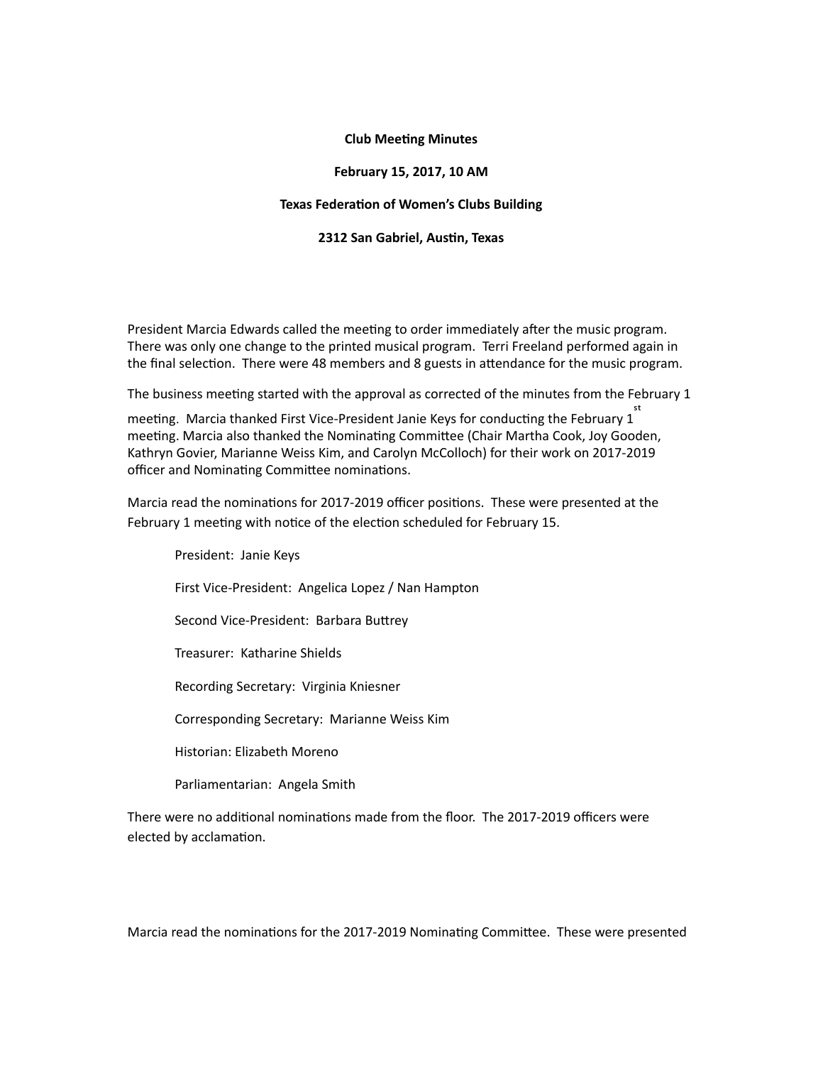**Club Meeting Minutes**

**February 15, 2017, 10 AM**

**Texas Federation of Women's Clubs Building**

**2312 San Gabriel, Austin, Texas**

President Marcia Edwards called the meeting to order immediately after the music program. There was only one change to the printed musical program. Terri Freeland performed again in the final selection. There were 48 members and 8 guests in attendance for the music program.

The business meeting started with the approval as corrected of the minutes from the February 1 meeting. Marcia thanked First Vice-President Janie Keys for conducting the February 1st meeting. Marcia also thanked the Nominating Committee (Chair Martha Cook, Joy Gooden, Kathryn Govier, Marianne Weiss Kim, and Carolyn McColloch) for their work on 2017-2019 officer and Nominating Committee nominations.

Marcia read the nominations for 2017-2019 officer positions. These were presented at the February 1 meeting with notice of the election scheduled for February 15.

President: Janie Keys

First Vice-President: Angelica Lopez / Nan Hampton

Second Vice-President: Barbara Buttrey

Treasurer: Katharine Shields

Recording Secretary: Virginia Kniesner

Corresponding Secretary: Marianne Weiss Kim

Historian: Elizabeth Moreno

Parliamentarian: Angela Smith

There were no additional nominations made from the floor. The 2017-2019 officers were elected by acclamation.

Marcia read the nominations for the 2017-2019 Nominating Committee. These were presented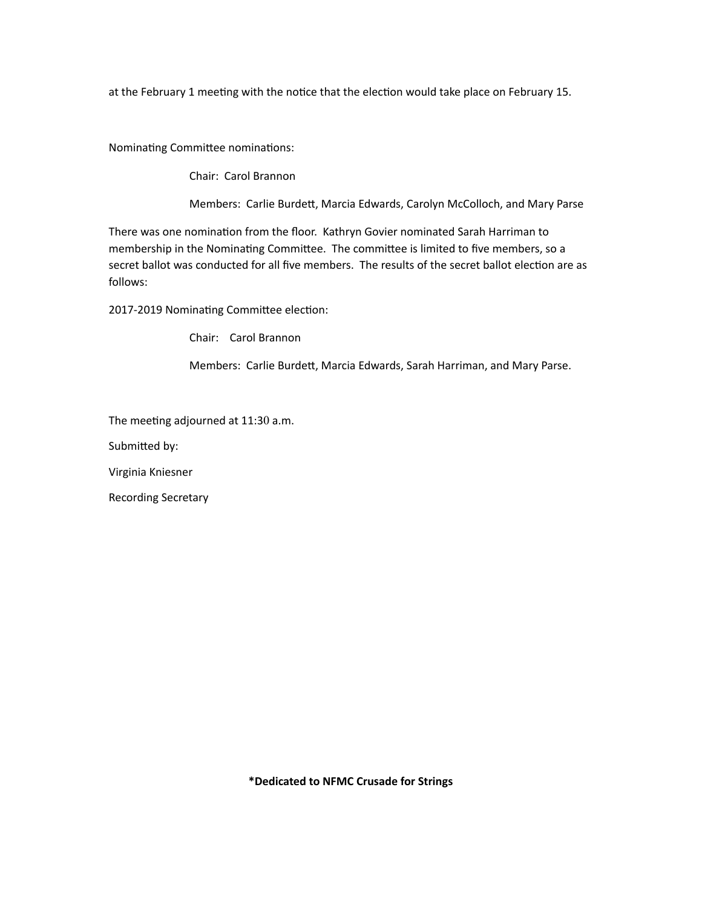at the February 1 meeting with the notice that the election would take place on February 15.

Nominating Committee nominations:

Chair: Carol Brannon

Members: Carlie Burdett, Marcia Edwards, Carolyn McColloch, and Mary Parse

There was one nomination from the floor. Kathryn Govier nominated Sarah Harriman to membership in the Nominating Committee. The committee is limited to five members, so a secret ballot was conducted for all five members. The results of the secret ballot election are as follows:

2017-2019 Nominating Committee election:

Chair: Carol Brannon

Members: Carlie Burdett, Marcia Edwards, Sarah Harriman, and Mary Parse.

The meeting adjourned at 11:30 a.m.

Submitted by:

Virginia Kniesner

Recording Secretary

**\*Dedicated to NFMC Crusade for Strings**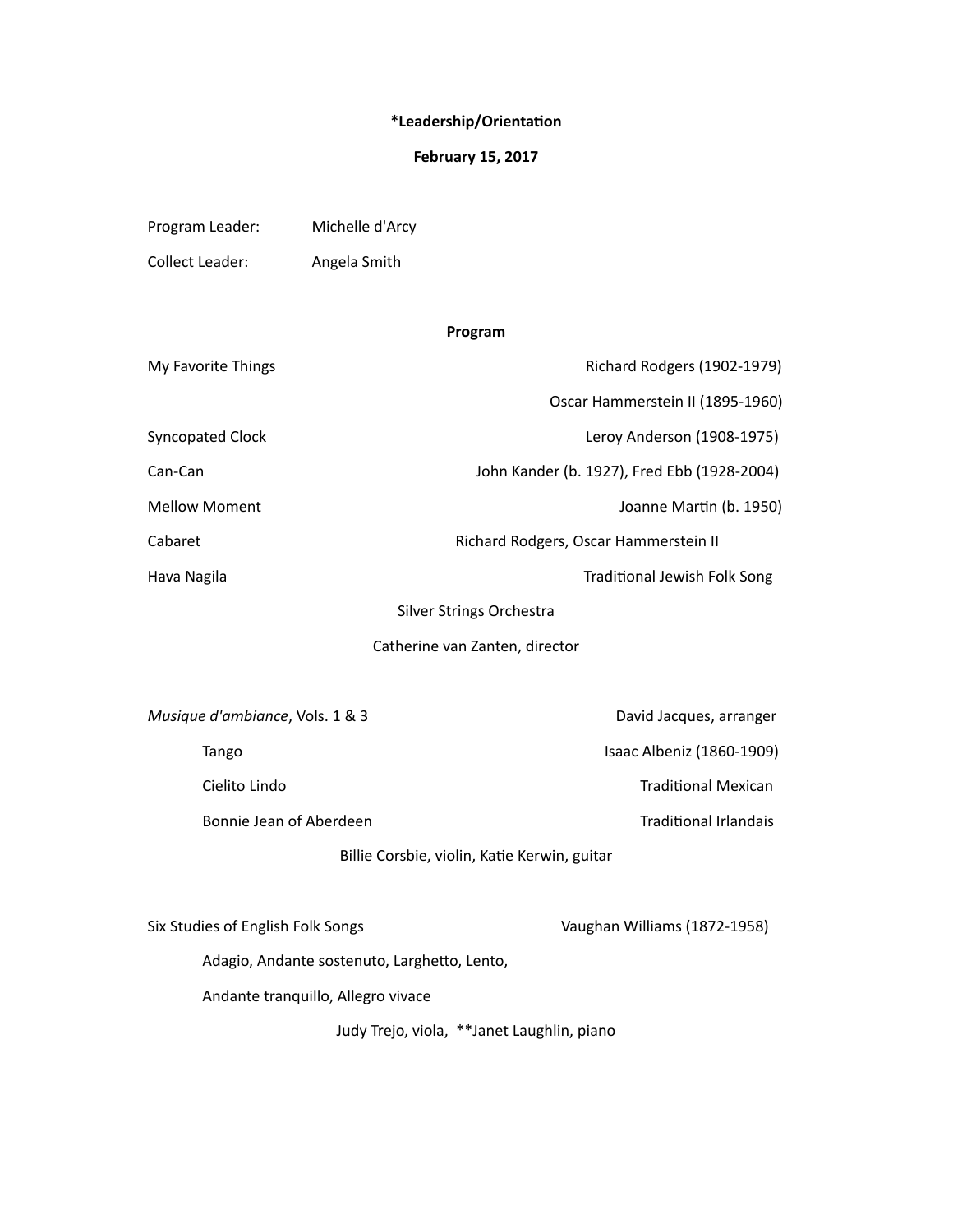**\*Leadership/Orientation**

**February 15, 2017**

Program Leader: Michelle d'Arcy

Collect Leader: Angela Smith

**Program**

My Favorite Things — Richard Rodgers (1902-1979)
Oscar Hammerstein II (1895-1960)

Syncopated Clock — Leroy Anderson (1908-1975)

Can-Can — John Kander (b. 1927), Fred Ebb (1928-2004)

Mellow Moment — Joanne Martin (b. 1950)

Cabaret — Richard Rodgers, Oscar Hammerstein II

Hava Nagila — Traditional Jewish Folk Song

Silver Strings Orchestra

Catherine van Zanten, director

*Musique d'ambiance*, Vols. 1 & 3 — David Jacques, arranger

- Tango — Isaac Albeniz (1860-1909)
- Cielito Lindo — Traditional Mexican
- Bonnie Jean of Aberdeen — Traditional Irlandais

Billie Corsbie, violin, Katie Kerwin, guitar

Six Studies of English Folk Songs — Vaughan Williams (1872-1958)

Adagio, Andante sostenuto, Larghetto, Lento,

Andante tranquillo, Allegro vivace

Judy Trejo, viola, \*\*Janet Laughlin, piano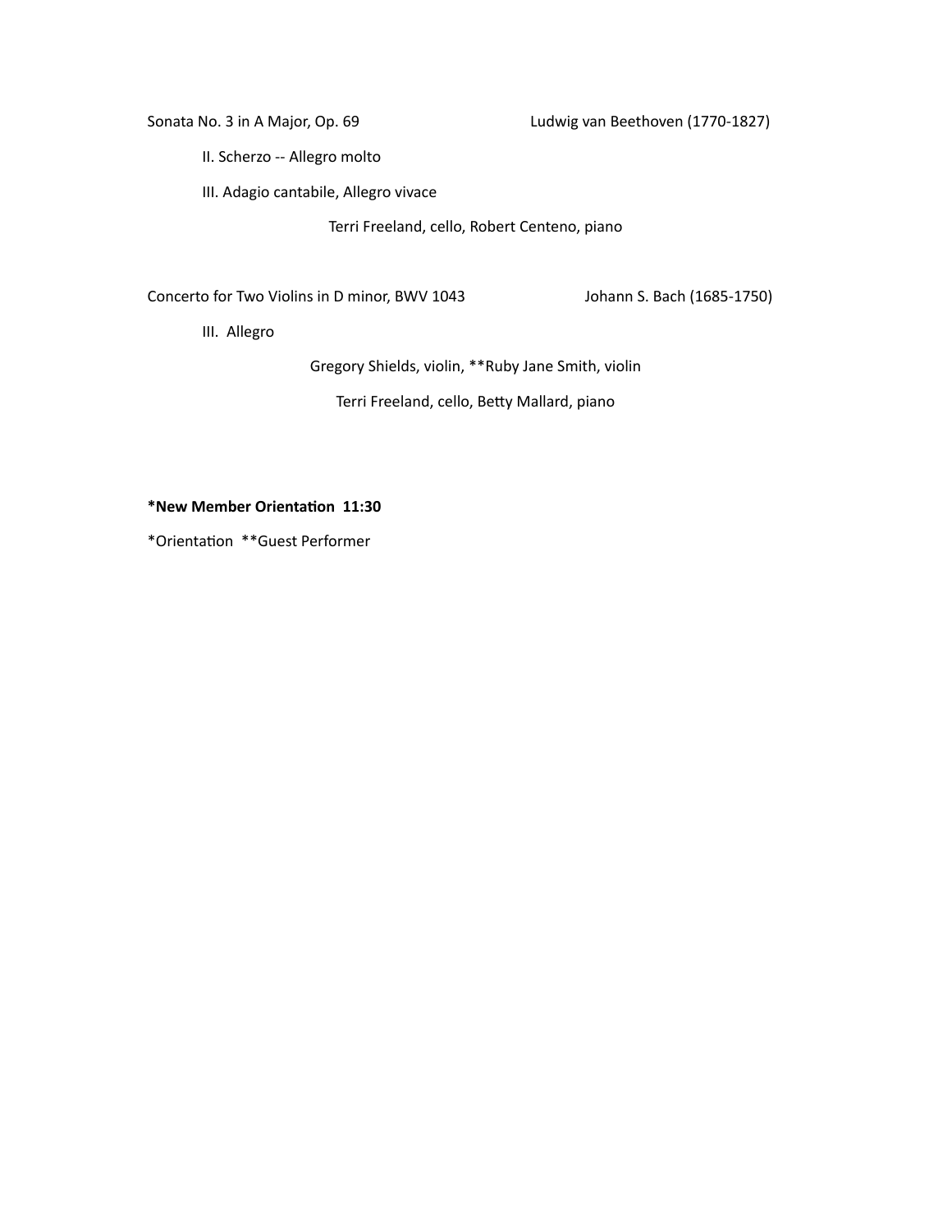Sonata No. 3 in A Major, Op. 69 Ludwig van Beethoven (1770-1827)

II. Scherzo -- Allegro molto

III. Adagio cantabile, Allegro vivace

Terri Freeland, cello, Robert Centeno, piano

Concerto for Two Violins in D minor, BWV 1043 Johann S. Bach (1685-1750)

III. Allegro

Gregory Shields, violin, **Ruby Jane Smith, violin

Terri Freeland, cello, Betty Mallard, piano

**\*New Member Orientation 11:30**

*Orientation **Guest Performer